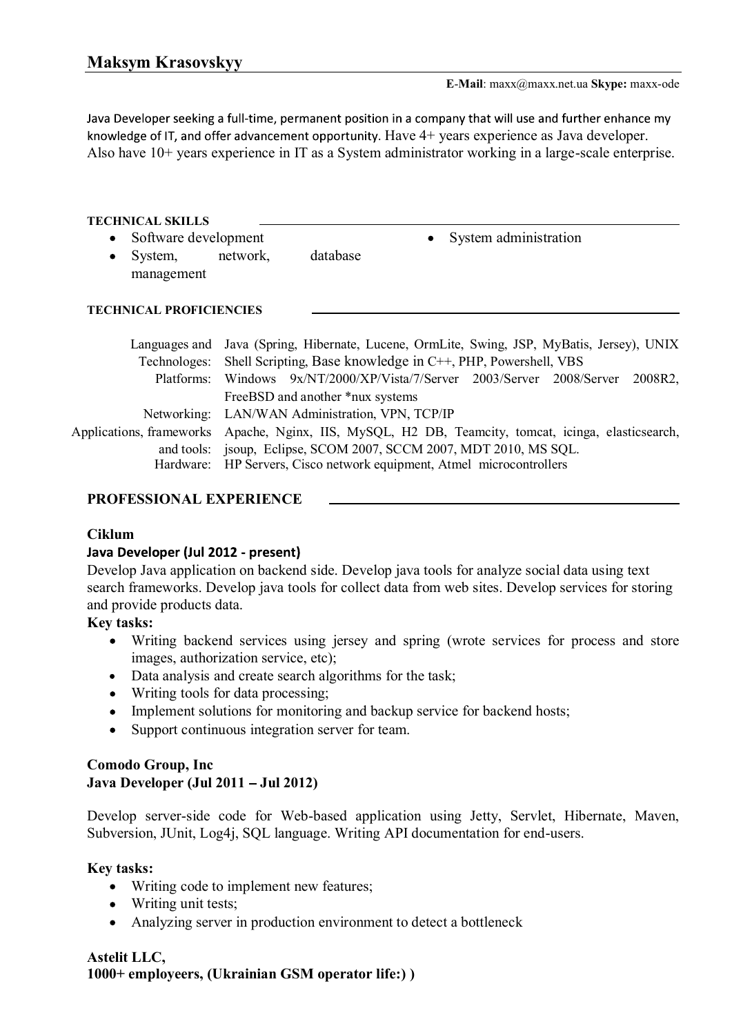# Maksym Krasovskyy

**E-Mail**: maxx@maxx.net.ua **Skype:** maxx-ode

Java Developer seeking a full-time, permanent position in a company that will use and further enhance my knowledge of IT, and offer advancement opportunity. Have 4+ years experience as Java developer. Also have 10+ years experience in IT as a System administrator working in a large-scale enterprise.

#### TECHNICAL SKILLS

- Software development
- System, network, database management
- System administration

#### TECHNICAL PROFICIENCIES

| | |
|---|---|
| Languages and Technologes: | Java (Spring, Hibernate, Lucene, OrmLite, Swing, JSP, MyBatis, Jersey), UNIX Shell Scripting, Base knowledge in C++, PHP, Powershell, VBS |
| Platforms: | Windows 9x/NT/2000/XP/Vista/7/Server 2003/Server 2008/Server 2008R2, FreeBSD and another *nux systems |
| Networking: | LAN/WAN Administration, VPN, TCP/IP |
| Applications, frameworks and tools: | Apache, Nginx, IIS, MySQL, H2 DB, Teamcity, tomcat, icinga, elasticsearch, jsoup, Eclipse, SCOM 2007, SCCM 2007, MDT 2010, MS SQL. |
| Hardware: | HP Servers, Cisco network equipment, Atmel microcontrollers |

## PROFESSIONAL EXPERIENCE

**Ciklum**

**Java Developer (Jul 2012 - present)**

Develop Java application on backend side. Develop java tools for analyze social data using text search frameworks. Develop java tools for collect data from web sites. Develop services for storing and provide products data.

**Key tasks:**

- Writing backend services using jersey and spring (wrote services for process and store images, authorization service, etc);
- Data analysis and create search algorithms for the task;
- Writing tools for data processing;
- Implement solutions for monitoring and backup service for backend hosts;
- Support continuous integration server for team.

**Comodo Group, Inc**

**Java Developer (Jul 2011 – Jul 2012)**

Develop server-side code for Web-based application using Jetty, Servlet, Hibernate, Maven, Subversion, JUnit, Log4j, SQL language. Writing API documentation for end-users.

**Key tasks:**

- Writing code to implement new features;
- Writing unit tests;
- Analyzing server in production environment to detect a bottleneck

**Astelit LLC,**

**1000+ employeers, (Ukrainian GSM operator life:) )**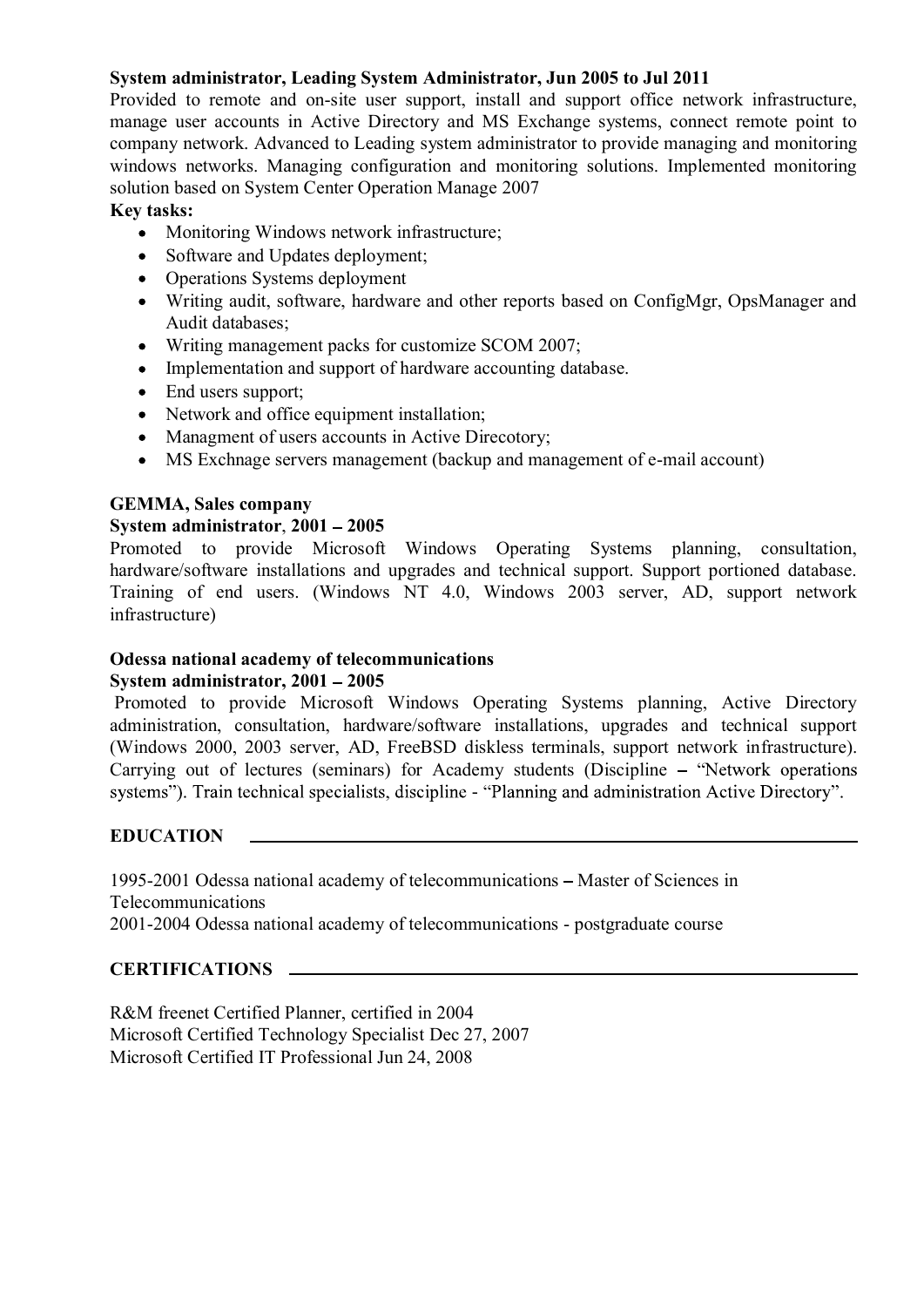**System administrator, Leading System Administrator, Jun 2005 to Jul 2011**

Provided to remote and on-site user support, install and support office network infrastructure, manage user accounts in Active Directory and MS Exchange systems, connect remote point to company network. Advanced to Leading system administrator to provide managing and monitoring windows networks. Managing configuration and monitoring solutions. Implemented monitoring solution based on System Center Operation Manage 2007

**Key tasks:**

- Monitoring Windows network infrastructure;
- Software and Updates deployment;
- Operations Systems deployment
- Writing audit, software, hardware and other reports based on ConfigMgr, OpsManager and Audit databases;
- Writing management packs for customize SCOM 2007;
- Implementation and support of hardware accounting database.
- End users support;
- Network and office equipment installation;
- Managment of users accounts in Active Direcotory;
- MS Exchnage servers management (backup and management of e-mail account)

**GEMMA, Sales company**

**System administrator**, **2001 – 2005**

Promoted to provide Microsoft Windows Operating Systems planning, consultation, hardware/software installations and upgrades and technical support. Support portioned database. Training of end users. (Windows NT 4.0, Windows 2003 server, AD, support network infrastructure)

**Odessa national academy of telecommunications**

**System administrator, 2001 – 2005**

Promoted to provide Microsoft Windows Operating Systems planning, Active Directory administration, consultation, hardware/software installations, upgrades and technical support (Windows 2000, 2003 server, AD, FreeBSD diskless terminals, support network infrastructure). Carrying out of lectures (seminars) for Academy students (Discipline – "Network operations systems"). Train technical specialists, discipline - "Planning and administration Active Directory".

## EDUCATION

1995-2001 Odessa national academy of telecommunications – Master of Sciences in Telecommunications

2001-2004 Odessa national academy of telecommunications - postgraduate course

## CERTIFICATIONS

R&M freenet Certified Planner, certified in 2004

Microsoft Certified Technology Specialist Dec 27, 2007

Microsoft Certified IT Professional Jun 24, 2008